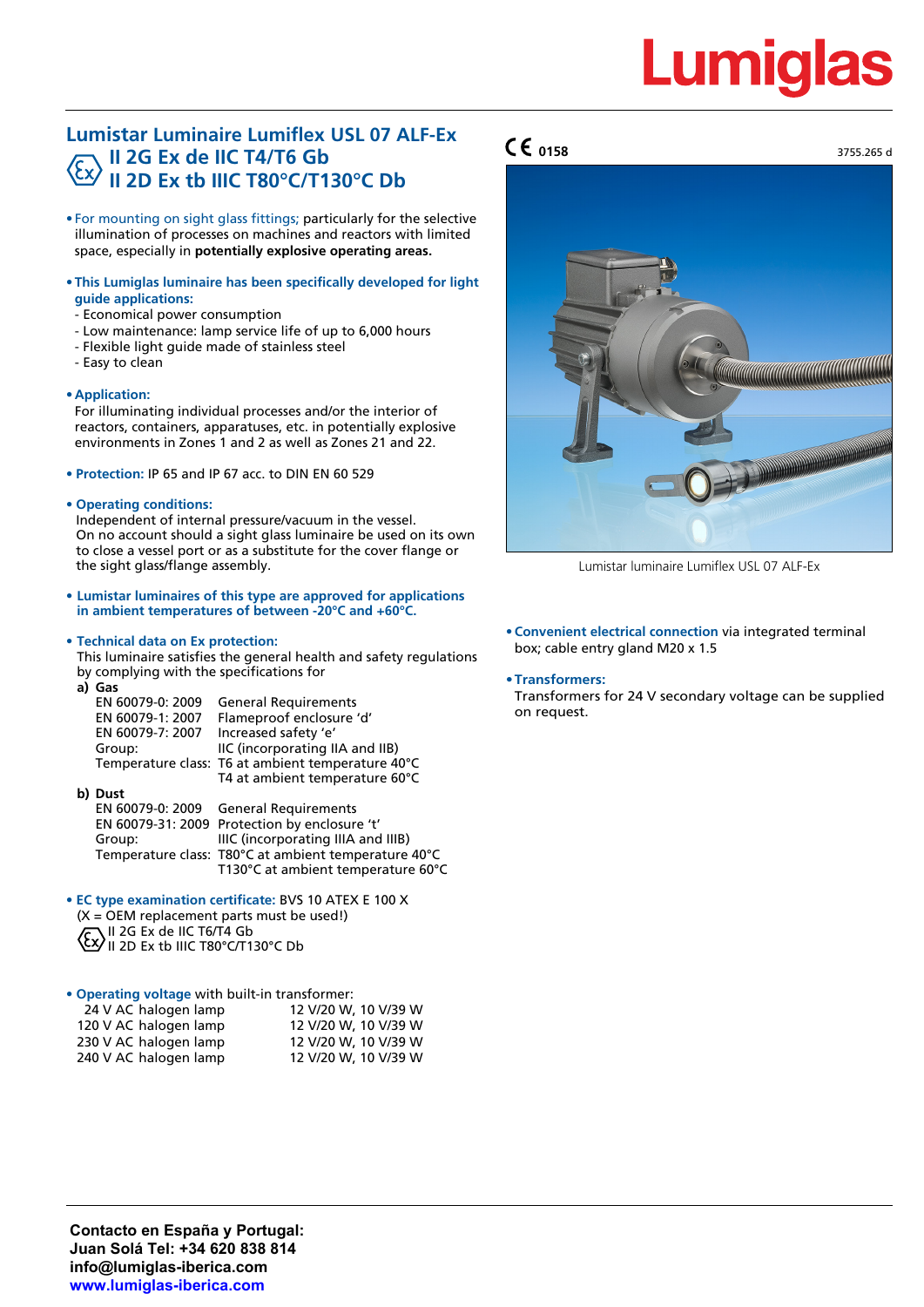Lumiglas

# Lumistar Luminaire Lumiflex USL 07 ALF-Ex
## II 2G Ex de IIC T4/T6 Gb
## II 2D Ex tb IIIC T80°C/T130°C Db

CE 0158

3755.265 d

- For mounting on sight glass fittings; particularly for the selective illumination of processes on machines and reactors with limited space, especially in **potentially explosive operating areas.**

- **This Lumiglas luminaire has been specifically developed for light guide applications:**
  - Economical power consumption
  - Low maintenance: lamp service life of up to 6,000 hours
  - Flexible light guide made of stainless steel
  - Easy to clean

- **Application:**
  For illuminating individual processes and/or the interior of reactors, containers, apparatuses, etc. in potentially explosive environments in Zones 1 and 2 as well as Zones 21 and 22.

- **Protection:** IP 65 and IP 67 acc. to DIN EN 60 529

- **Operating conditions:**
  Independent of internal pressure/vacuum in the vessel.
  On no account should a sight glass luminaire be used on its own to close a vessel port or as a substitute for the cover flange or the sight glass/flange assembly.

- **Lumistar luminaires of this type are approved for applications in ambient temperatures of between -20°C and +60°C.**

- **Technical data on Ex protection:**
  This luminaire satisfies the general health and safety regulations by complying with the specifications for

  **a) Gas**

  | | |
  |---|---|
  | EN 60079-0: 2009 | General Requirements |
  | EN 60079-1: 2007 | Flameproof enclosure 'd' |
  | EN 60079-7: 2007 | Increased safety 'e' |
  | Group: | IIC (incorporating IIA and IIB) |
  | Temperature class: | T6 at ambient temperature 40°C |
  | | T4 at ambient temperature 60°C |

  **b) Dust**

  | | |
  |---|---|
  | EN 60079-0: 2009 | General Requirements |
  | EN 60079-31: 2009 | Protection by enclosure 't' |
  | Group: | IIIC (incorporating IIIA and IIIB) |
  | Temperature class: | T80°C at ambient temperature 40°C |
  | | T130°C at ambient temperature 60°C |

- **EC type examination certificate:** BVS 10 ATEX E 100 X
  (X = OEM replacement parts must be used!)
  II 2G Ex de IIC T6/T4 Gb
  II 2D Ex tb IIIC T80°C/T130°C Db

- **Operating voltage** with built-in transformer:

  | | |
  |---|---|
  | 24 V AC halogen lamp | 12 V/20 W, 10 V/39 W |
  | 120 V AC halogen lamp | 12 V/20 W, 10 V/39 W |
  | 230 V AC halogen lamp | 12 V/20 W, 10 V/39 W |
  | 240 V AC halogen lamp | 12 V/20 W, 10 V/39 W |

Lumistar luminaire Lumiflex USL 07 ALF-Ex

- **Convenient electrical connection** via integrated terminal box; cable entry gland M20 x 1.5

- **Transformers:**
  Transformers for 24 V secondary voltage can be supplied on request.

**Contacto en España y Portugal:**
**Juan Solá Tel: +34 620 838 814**
**info@lumiglas-iberica.com**
**www.lumiglas-iberica.com**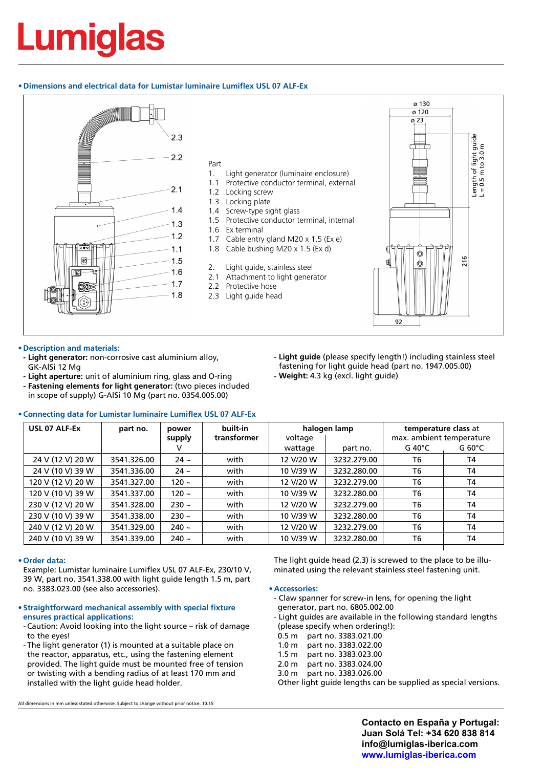# Lumiglas

## • Dimensions and electrical data for Lumistar luminaire Lumiflex USL 07 ALF-Ex

2.3
2.2
2.1
1.4
1.3
1.2
1.1
1.5
1.6
1.7
1.8

Part
1. Light generator (luminaire enclosure)
1.1 Protective conductor terminal, external
1.2 Locking screw
1.3 Locking plate
1.4 Screw-type sight glass
1.5 Protective conductor terminal, internal
1.6 Ex terminal
1.7 Cable entry gland M20 x 1.5 (Ex e)
1.8 Cable bushing M20 x 1.5 (Ex d)

2. Light guide, stainless steel
2.1 Attachment to light generator
2.2 Protective hose
2.3 Light guide head

ø 130
ø 120
ø 23
Length of light guide
L = 0.5 m to 3.0 m
216
92

## • Description and materials:

- **Light generator:** non-corrosive cast aluminium alloy, GK-AlSi 12 Mg
- **Light aperture:** unit of aluminium ring, glass and O-ring
- **Fastening elements for light generator:** (two pieces included in scope of supply) G-AlSi 10 Mg (part no. 0354.005.00)
- **Light guide** (please specify length!) including stainless steel fastening for light guide head (part no. 1947.005.00)
- **Weight:** 4.3 kg (excl. light guide)

## • Connecting data for Lumistar luminaire Lumiflex USL 07 ALF-Ex

| USL 07 ALF-Ex | part no. | power supply V | built-in transformer | halogen lamp voltage wattage | part no. | temperature class at max. ambient temperature G 40°C | G 60°C |
|---|---|---|---|---|---|---|---|
| 24 V (12 V) 20 W | 3541.326.00 | 24 ~ | with | 12 V/20 W | 3232.279.00 | T6 | T4 |
| 24 V (10 V) 39 W | 3541.336.00 | 24 ~ | with | 10 V/39 W | 3232.280.00 | T6 | T4 |
| 120 V (12 V) 20 W | 3541.327.00 | 120 ~ | with | 12 V/20 W | 3232.279.00 | T6 | T4 |
| 120 V (10 V) 39 W | 3541.337.00 | 120 ~ | with | 10 V/39 W | 3232.280.00 | T6 | T4 |
| 230 V (12 V) 20 W | 3541.328.00 | 230 ~ | with | 12 V/20 W | 3232.279.00 | T6 | T4 |
| 230 V (10 V) 39 W | 3541.338.00 | 230 ~ | with | 10 V/39 W | 3232.280.00 | T6 | T4 |
| 240 V (12 V) 20 W | 3541.329.00 | 240 ~ | with | 12 V/20 W | 3232.279.00 | T6 | T4 |
| 240 V (10 V) 39 W | 3541.339.00 | 240 ~ | with | 10 V/39 W | 3232.280.00 | T6 | T4 |

## • Order data:

Example: Lumistar luminaire Lumiflex USL 07 ALF-Ex, 230/10 V, 39 W, part no. 3541.338.00 with light guide length 1.5 m, part no. 3383.023.00 (see also accessories).

## • Straightforward mechanical assembly with special fixture ensures practical applications:

- Caution: Avoid looking into the light source – risk of damage to the eyes!
- The light generator (1) is mounted at a suitable place on the reactor, apparatus, etc., using the fastening element provided. The light guide must be mounted free of tension or twisting with a bending radius of at least 170 mm and installed with the light guide head holder.

The light guide head (2.3) is screwed to the place to be illuminated using the relevant stainless steel fastening unit.

## • Accessories:

- Claw spanner for screw-in lens, for opening the light generator, part no. 6805.002.00
- Light guides are available in the following standard lengths (please specify when ordering!):
  0.5 m part no. 3383.021.00
  1.0 m part no. 3383.022.00
  1.5 m part no. 3383.023.00
  2.0 m part no. 3383.024.00
  3.0 m part no. 3383.026.00
  Other light guide lengths can be supplied as special versions.

All dimensions in mm unless stated otherwise. Subject to change without prior notice. 10.15

**Contacto en España y Portugal:**
**Juan Solá Tel: +34 620 838 814**
**info@lumiglas-iberica.com**
**www.lumiglas-iberica.com**